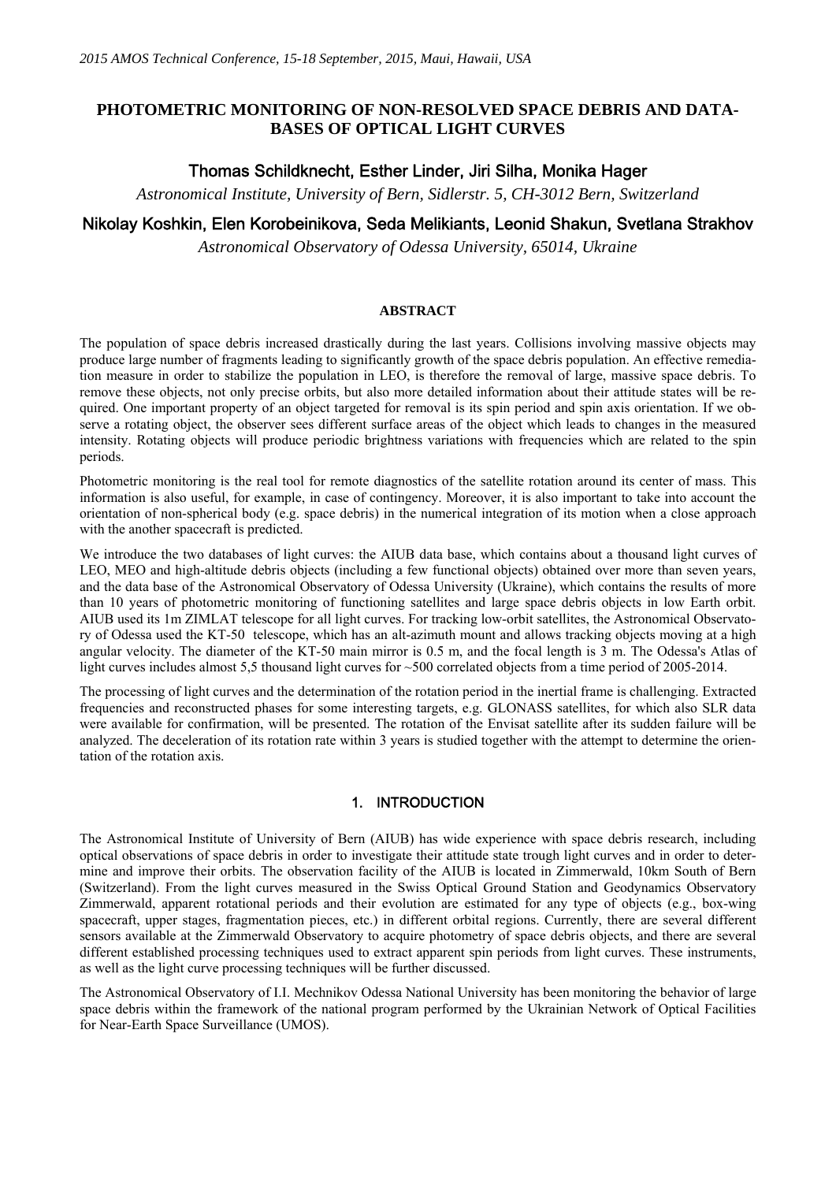# PHOTOMETRIC MONITORING OF NON-RESOLVED SPACE DEBRIS AND DATA-BASES OF OPTICAL LIGHT CURVES

**Thomas Schildknecht, Esther Linder, Jiri Silha, Monika Hager**

*Astronomical Institute, University of Bern, Sidlerstr. 5, CH-3012 Bern, Switzerland*

**Nikolay Koshkin, Elen Korobeinikova, Seda Melikiants, Leonid Shakun, Svetlana Strakhov**

*Astronomical Observatory of Odessa University, 65014, Ukraine*

## ABSTRACT

The population of space debris increased drastically during the last years. Collisions involving massive objects may produce large number of fragments leading to significantly growth of the space debris population. An effective remediation measure in order to stabilize the population in LEO, is therefore the removal of large, massive space debris. To remove these objects, not only precise orbits, but also more detailed information about their attitude states will be required. One important property of an object targeted for removal is its spin period and spin axis orientation. If we observe a rotating object, the observer sees different surface areas of the object which leads to changes in the measured intensity. Rotating objects will produce periodic brightness variations with frequencies which are related to the spin periods.

Photometric monitoring is the real tool for remote diagnostics of the satellite rotation around its center of mass. This information is also useful, for example, in case of contingency. Moreover, it is also important to take into account the orientation of non-spherical body (e.g. space debris) in the numerical integration of its motion when a close approach with the another spacecraft is predicted.

We introduce the two databases of light curves: the AIUB data base, which contains about a thousand light curves of LEO, MEO and high-altitude debris objects (including a few functional objects) obtained over more than seven years, and the data base of the Astronomical Observatory of Odessa University (Ukraine), which contains the results of more than 10 years of photometric monitoring of functioning satellites and large space debris objects in low Earth orbit. AIUB used its 1m ZIMLAT telescope for all light curves. For tracking low-orbit satellites, the Astronomical Observatory of Odessa used the KT-50 telescope, which has an alt-azimuth mount and allows tracking objects moving at a high angular velocity. The diameter of the KT-50 main mirror is 0.5 m, and the focal length is 3 m. The Odessa's Atlas of light curves includes almost 5,5 thousand light curves for ~500 correlated objects from a time period of 2005-2014.

The processing of light curves and the determination of the rotation period in the inertial frame is challenging. Extracted frequencies and reconstructed phases for some interesting targets, e.g. GLONASS satellites, for which also SLR data were available for confirmation, will be presented. The rotation of the Envisat satellite after its sudden failure will be analyzed. The deceleration of its rotation rate within 3 years is studied together with the attempt to determine the orientation of the rotation axis.

## 1. INTRODUCTION

The Astronomical Institute of University of Bern (AIUB) has wide experience with space debris research, including optical observations of space debris in order to investigate their attitude state trough light curves and in order to determine and improve their orbits. The observation facility of the AIUB is located in Zimmerwald, 10km South of Bern (Switzerland). From the light curves measured in the Swiss Optical Ground Station and Geodynamics Observatory Zimmerwald, apparent rotational periods and their evolution are estimated for any type of objects (e.g., box-wing spacecraft, upper stages, fragmentation pieces, etc.) in different orbital regions. Currently, there are several different sensors available at the Zimmerwald Observatory to acquire photometry of space debris objects, and there are several different established processing techniques used to extract apparent spin periods from light curves. These instruments, as well as the light curve processing techniques will be further discussed.

The Astronomical Observatory of I.I. Mechnikov Odessa National University has been monitoring the behavior of large space debris within the framework of the national program performed by the Ukrainian Network of Optical Facilities for Near-Earth Space Surveillance (UMOS).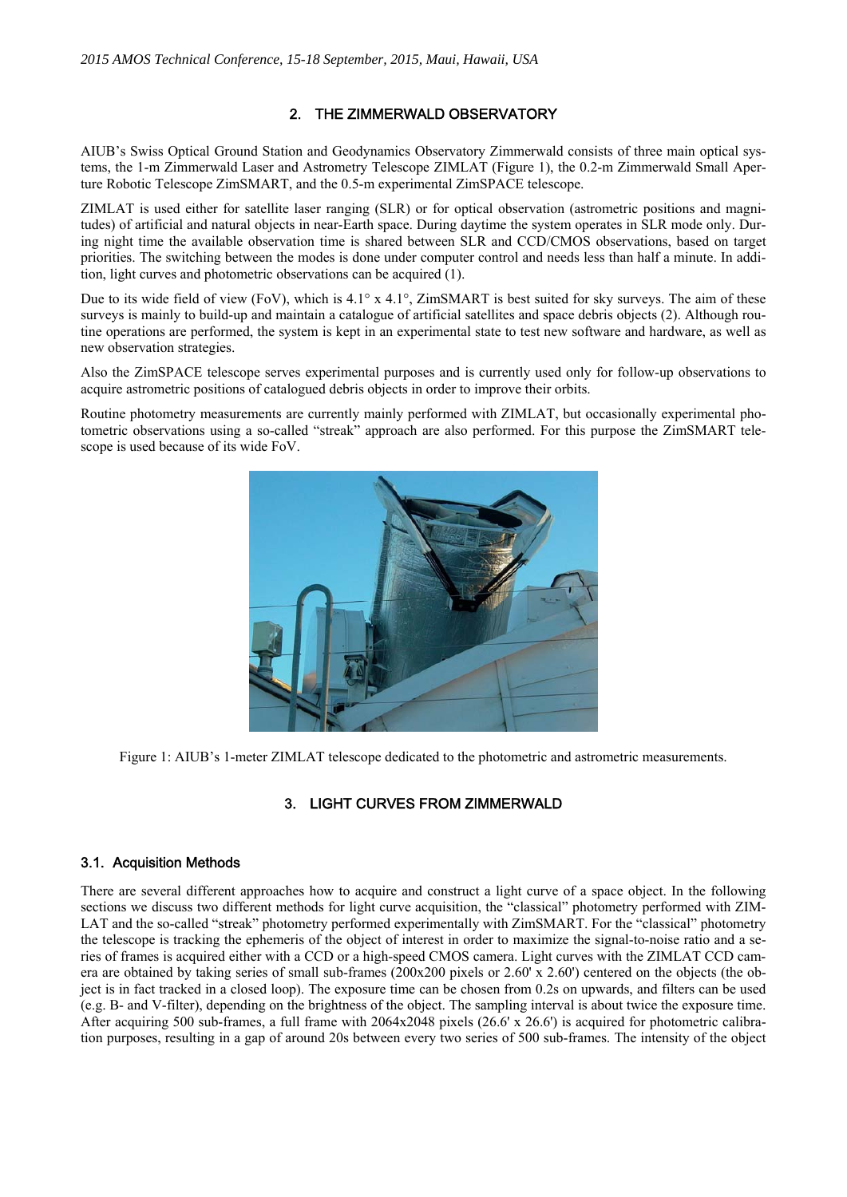## 2. THE ZIMMERWALD OBSERVATORY

AIUB's Swiss Optical Ground Station and Geodynamics Observatory Zimmerwald consists of three main optical systems, the 1-m Zimmerwald Laser and Astrometry Telescope ZIMLAT (Figure 1), the 0.2-m Zimmerwald Small Aperture Robotic Telescope ZimSMART, and the 0.5-m experimental ZimSPACE telescope.

ZIMLAT is used either for satellite laser ranging (SLR) or for optical observation (astrometric positions and magnitudes) of artificial and natural objects in near-Earth space. During daytime the system operates in SLR mode only. During night time the available observation time is shared between SLR and CCD/CMOS observations, based on target priorities. The switching between the modes is done under computer control and needs less than half a minute. In addition, light curves and photometric observations can be acquired (1).

Due to its wide field of view (FoV), which is 4.1° x 4.1°, ZimSMART is best suited for sky surveys. The aim of these surveys is mainly to build-up and maintain a catalogue of artificial satellites and space debris objects (2). Although routine operations are performed, the system is kept in an experimental state to test new software and hardware, as well as new observation strategies.

Also the ZimSPACE telescope serves experimental purposes and is currently used only for follow-up observations to acquire astrometric positions of catalogued debris objects in order to improve their orbits.

Routine photometry measurements are currently mainly performed with ZIMLAT, but occasionally experimental photometric observations using a so-called "streak" approach are also performed. For this purpose the ZimSMART telescope is used because of its wide FoV.

Figure 1: AIUB's 1-meter ZIMLAT telescope dedicated to the photometric and astrometric measurements.

## 3. LIGHT CURVES FROM ZIMMERWALD

### 3.1. Acquisition Methods

There are several different approaches how to acquire and construct a light curve of a space object. In the following sections we discuss two different methods for light curve acquisition, the "classical" photometry performed with ZIMLAT and the so-called "streak" photometry performed experimentally with ZimSMART. For the "classical" photometry the telescope is tracking the ephemeris of the object of interest in order to maximize the signal-to-noise ratio and a series of frames is acquired either with a CCD or a high-speed CMOS camera. Light curves with the ZIMLAT CCD camera are obtained by taking series of small sub-frames (200x200 pixels or 2.60' x 2.60') centered on the objects (the object is in fact tracked in a closed loop). The exposure time can be chosen from 0.2s on upwards, and filters can be used (e.g. B- and V-filter), depending on the brightness of the object. The sampling interval is about twice the exposure time. After acquiring 500 sub-frames, a full frame with 2064x2048 pixels (26.6' x 26.6') is acquired for photometric calibration purposes, resulting in a gap of around 20s between every two series of 500 sub-frames. The intensity of the object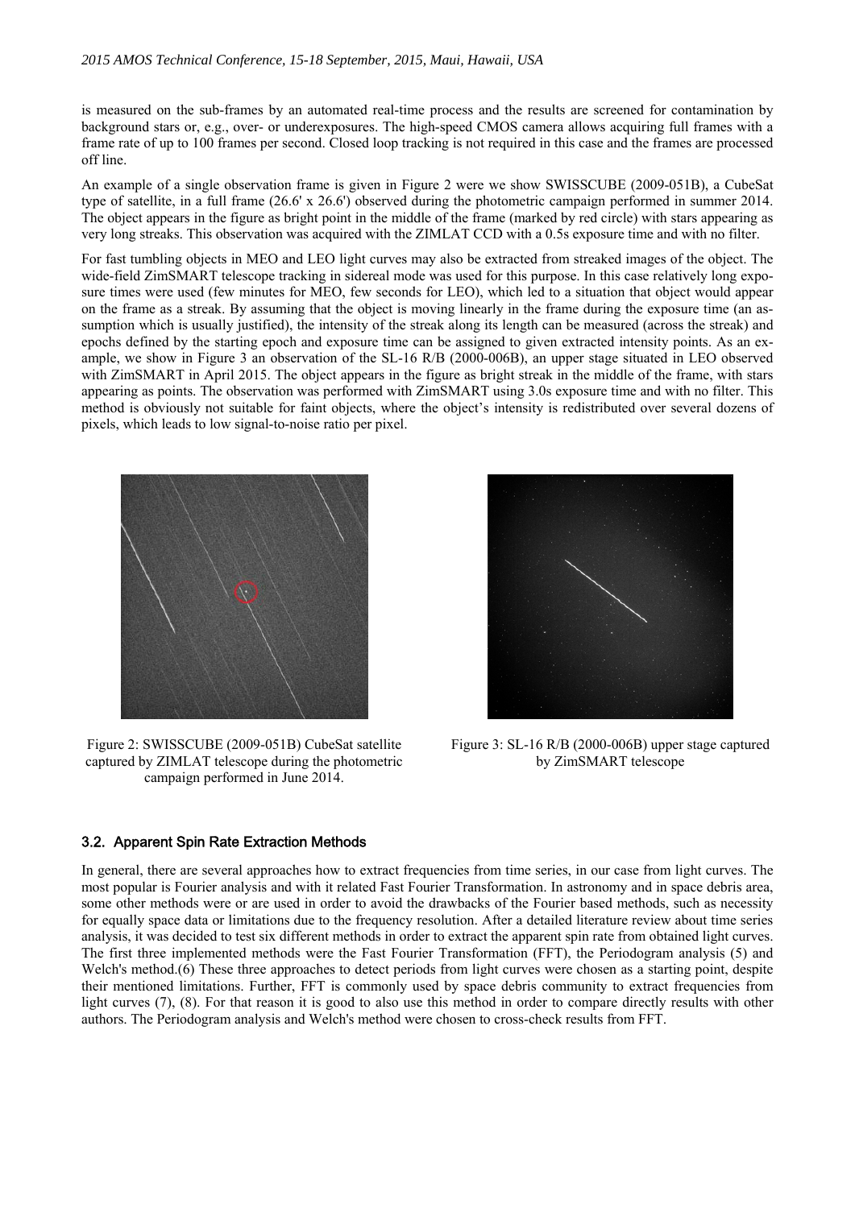is measured on the sub-frames by an automated real-time process and the results are screened for contamination by background stars or, e.g., over- or underexposures. The high-speed CMOS camera allows acquiring full frames with a frame rate of up to 100 frames per second. Closed loop tracking is not required in this case and the frames are processed off line.

An example of a single observation frame is given in Figure 2 were we show SWISSCUBE (2009-051B), a CubeSat type of satellite, in a full frame (26.6' x 26.6') observed during the photometric campaign performed in summer 2014. The object appears in the figure as bright point in the middle of the frame (marked by red circle) with stars appearing as very long streaks. This observation was acquired with the ZIMLAT CCD with a 0.5s exposure time and with no filter.

For fast tumbling objects in MEO and LEO light curves may also be extracted from streaked images of the object. The wide-field ZimSMART telescope tracking in sidereal mode was used for this purpose. In this case relatively long exposure times were used (few minutes for MEO, few seconds for LEO), which led to a situation that object would appear on the frame as a streak. By assuming that the object is moving linearly in the frame during the exposure time (an assumption which is usually justified), the intensity of the streak along its length can be measured (across the streak) and epochs defined by the starting epoch and exposure time can be assigned to given extracted intensity points. As an example, we show in Figure 3 an observation of the SL-16 R/B (2000-006B), an upper stage situated in LEO observed with ZimSMART in April 2015. The object appears in the figure as bright streak in the middle of the frame, with stars appearing as points. The observation was performed with ZimSMART using 3.0s exposure time and with no filter. This method is obviously not suitable for faint objects, where the object's intensity is redistributed over several dozens of pixels, which leads to low signal-to-noise ratio per pixel.

Figure 2: SWISSCUBE (2009-051B) CubeSat satellite captured by ZIMLAT telescope during the photometric campaign performed in June 2014.

Figure 3: SL-16 R/B (2000-006B) upper stage captured by ZimSMART telescope

### 3.2. Apparent Spin Rate Extraction Methods

In general, there are several approaches how to extract frequencies from time series, in our case from light curves. The most popular is Fourier analysis and with it related Fast Fourier Transformation. In astronomy and in space debris area, some other methods were or are used in order to avoid the drawbacks of the Fourier based methods, such as necessity for equally space data or limitations due to the frequency resolution. After a detailed literature review about time series analysis, it was decided to test six different methods in order to extract the apparent spin rate from obtained light curves. The first three implemented methods were the Fast Fourier Transformation (FFT), the Periodogram analysis (5) and Welch's method.(6) These three approaches to detect periods from light curves were chosen as a starting point, despite their mentioned limitations. Further, FFT is commonly used by space debris community to extract frequencies from light curves (7), (8). For that reason it is good to also use this method in order to compare directly results with other authors. The Periodogram analysis and Welch's method were chosen to cross-check results from FFT.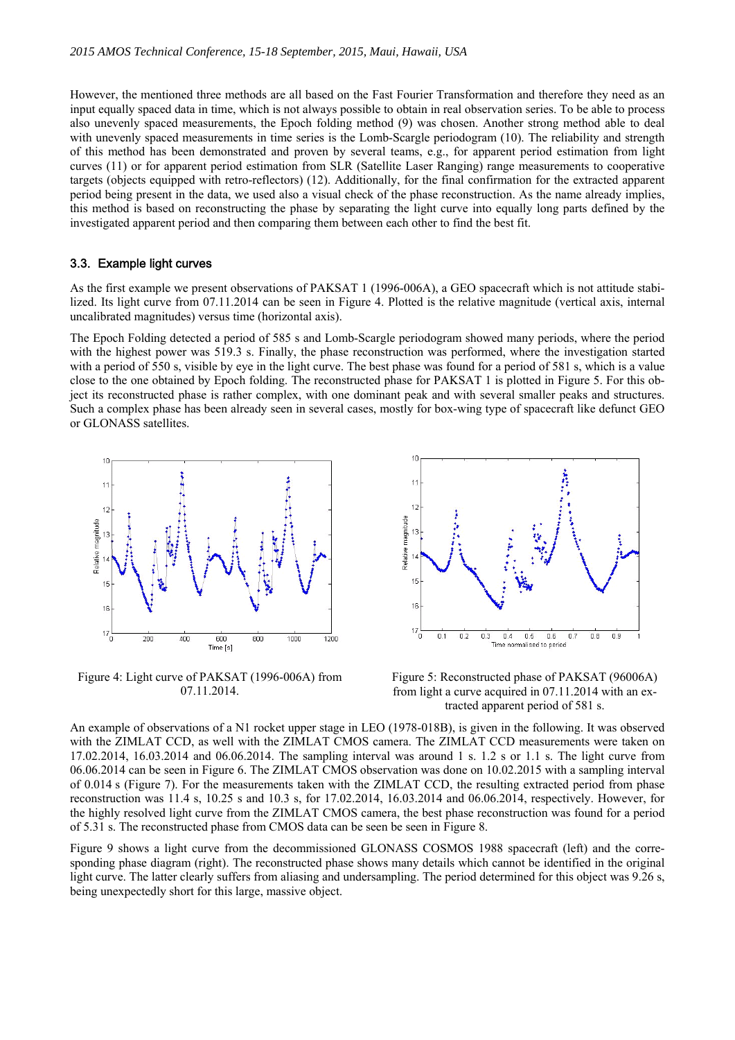However, the mentioned three methods are all based on the Fast Fourier Transformation and therefore they need as an input equally spaced data in time, which is not always possible to obtain in real observation series. To be able to process also unevenly spaced measurements, the Epoch folding method (9) was chosen. Another strong method able to deal with unevenly spaced measurements in time series is the Lomb-Scargle periodogram (10). The reliability and strength of this method has been demonstrated and proven by several teams, e.g., for apparent period estimation from light curves (11) or for apparent period estimation from SLR (Satellite Laser Ranging) range measurements to cooperative targets (objects equipped with retro-reflectors) (12). Additionally, for the final confirmation for the extracted apparent period being present in the data, we used also a visual check of the phase reconstruction. As the name already implies, this method is based on reconstructing the phase by separating the light curve into equally long parts defined by the investigated apparent period and then comparing them between each other to find the best fit.

### 3.3. Example light curves

As the first example we present observations of PAKSAT 1 (1996-006A), a GEO spacecraft which is not attitude stabilized. Its light curve from 07.11.2014 can be seen in Figure 4. Plotted is the relative magnitude (vertical axis, internal uncalibrated magnitudes) versus time (horizontal axis).

The Epoch Folding detected a period of 585 s and Lomb-Scargle periodogram showed many periods, where the period with the highest power was 519.3 s. Finally, the phase reconstruction was performed, where the investigation started with a period of 550 s, visible by eye in the light curve. The best phase was found for a period of 581 s, which is a value close to the one obtained by Epoch folding. The reconstructed phase for PAKSAT 1 is plotted in Figure 5. For this object its reconstructed phase is rather complex, with one dominant peak and with several smaller peaks and structures. Such a complex phase has been already seen in several cases, mostly for box-wing type of spacecraft like defunct GEO or GLONASS satellites.

Figure 4: Light curve of PAKSAT (1996-006A) from 07.11.2014.

Figure 5: Reconstructed phase of PAKSAT (96006A) from light a curve acquired in 07.11.2014 with an extracted apparent period of 581 s.

An example of observations of a N1 rocket upper stage in LEO (1978-018B), is given in the following. It was observed with the ZIMLAT CCD, as well with the ZIMLAT CMOS camera. The ZIMLAT CCD measurements were taken on 17.02.2014, 16.03.2014 and 06.06.2014. The sampling interval was around 1 s. 1.2 s or 1.1 s. The light curve from 06.06.2014 can be seen in Figure 6. The ZIMLAT CMOS observation was done on 10.02.2015 with a sampling interval of 0.014 s (Figure 7). For the measurements taken with the ZIMLAT CCD, the resulting extracted period from phase reconstruction was 11.4 s, 10.25 s and 10.3 s, for 17.02.2014, 16.03.2014 and 06.06.2014, respectively. However, for the highly resolved light curve from the ZIMLAT CMOS camera, the best phase reconstruction was found for a period of 5.31 s. The reconstructed phase from CMOS data can be seen be seen in Figure 8.

Figure 9 shows a light curve from the decommissioned GLONASS COSMOS 1988 spacecraft (left) and the corresponding phase diagram (right). The reconstructed phase shows many details which cannot be identified in the original light curve. The latter clearly suffers from aliasing and undersampling. The period determined for this object was 9.26 s, being unexpectedly short for this large, massive object.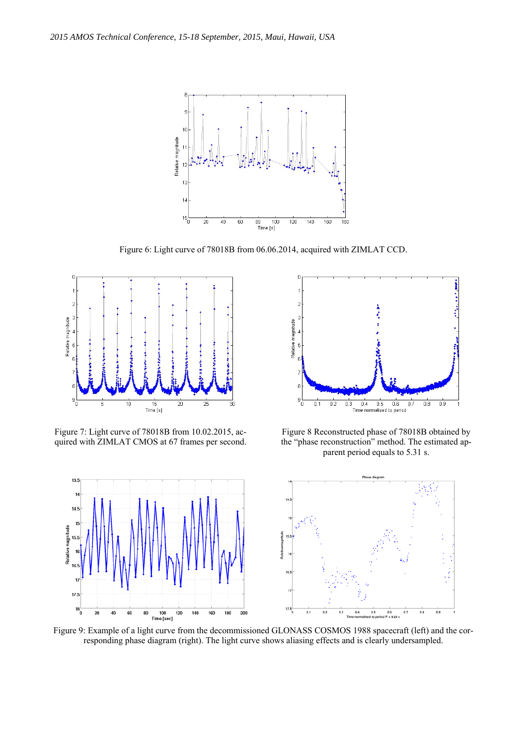Figure 6: Light curve of 78018B from 06.06.2014, acquired with ZIMLAT CCD.

Figure 7: Light curve of 78018B from 10.02.2015, acquired with ZIMLAT CMOS at 67 frames per second.

Figure 8 Reconstructed phase of 78018B obtained by the "phase reconstruction" method. The estimated apparent period equals to 5.31 s.

Figure 9: Example of a light curve from the decommissioned GLONASS COSMOS 1988 spacecraft (left) and the corresponding phase diagram (right). The light curve shows aliasing effects and is clearly undersampled.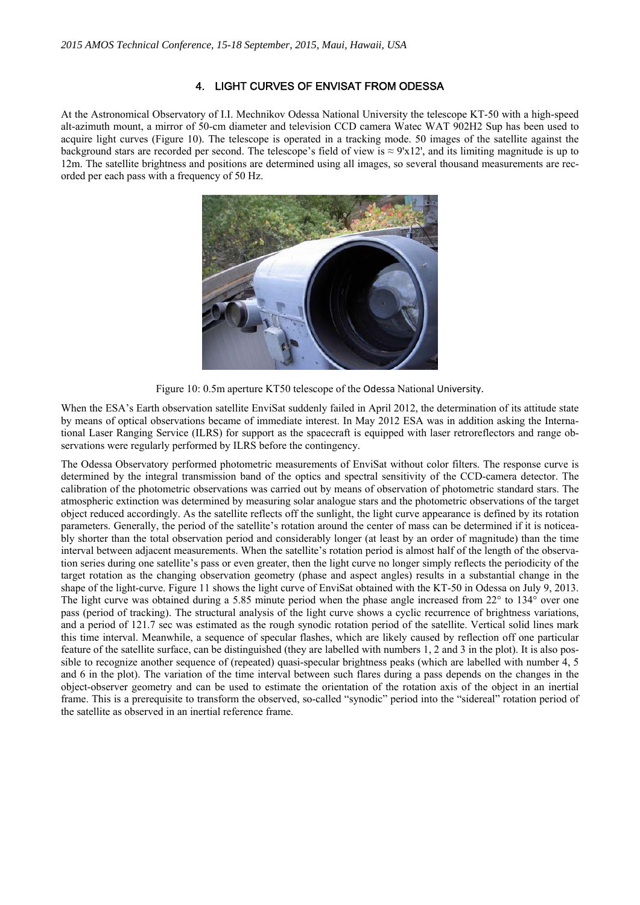## 4. LIGHT CURVES OF ENVISAT FROM ODESSA

At the Astronomical Observatory of I.I. Mechnikov Odessa National University the telescope KT-50 with a high-speed alt-azimuth mount, a mirror of 50-cm diameter and television CCD camera Watec WAT 902H2 Sup has been used to acquire light curves (Figure 10). The telescope is operated in a tracking mode. 50 images of the satellite against the background stars are recorded per second. The telescope's field of view is ≈ 9'x12', and its limiting magnitude is up to 12m. The satellite brightness and positions are determined using all images, so several thousand measurements are recorded per each pass with a frequency of 50 Hz.

Figure 10: 0.5m aperture KT50 telescope of the Odessa National University.

When the ESA's Earth observation satellite EnviSat suddenly failed in April 2012, the determination of its attitude state by means of optical observations became of immediate interest. In May 2012 ESA was in addition asking the International Laser Ranging Service (ILRS) for support as the spacecraft is equipped with laser retroreflectors and range observations were regularly performed by ILRS before the contingency.

The Odessa Observatory performed photometric measurements of EnviSat without color filters. The response curve is determined by the integral transmission band of the optics and spectral sensitivity of the CCD-camera detector. The calibration of the photometric observations was carried out by means of observation of photometric standard stars. The atmospheric extinction was determined by measuring solar analogue stars and the photometric observations of the target object reduced accordingly. As the satellite reflects off the sunlight, the light curve appearance is defined by its rotation parameters. Generally, the period of the satellite's rotation around the center of mass can be determined if it is noticeably shorter than the total observation period and considerably longer (at least by an order of magnitude) than the time interval between adjacent measurements. When the satellite's rotation period is almost half of the length of the observation series during one satellite's pass or even greater, then the light curve no longer simply reflects the periodicity of the target rotation as the changing observation geometry (phase and aspect angles) results in a substantial change in the shape of the light-curve. Figure 11 shows the light curve of EnviSat obtained with the KT-50 in Odessa on July 9, 2013. The light curve was obtained during a 5.85 minute period when the phase angle increased from 22° to 134° over one pass (period of tracking). The structural analysis of the light curve shows a cyclic recurrence of brightness variations, and a period of 121.7 sec was estimated as the rough synodic rotation period of the satellite. Vertical solid lines mark this time interval. Meanwhile, a sequence of specular flashes, which are likely caused by reflection off one particular feature of the satellite surface, can be distinguished (they are labelled with numbers 1, 2 and 3 in the plot). It is also possible to recognize another sequence of (repeated) quasi-specular brightness peaks (which are labelled with number 4, 5 and 6 in the plot). The variation of the time interval between such flares during a pass depends on the changes in the object-observer geometry and can be used to estimate the orientation of the rotation axis of the object in an inertial frame. This is a prerequisite to transform the observed, so-called "synodic" period into the "sidereal" rotation period of the satellite as observed in an inertial reference frame.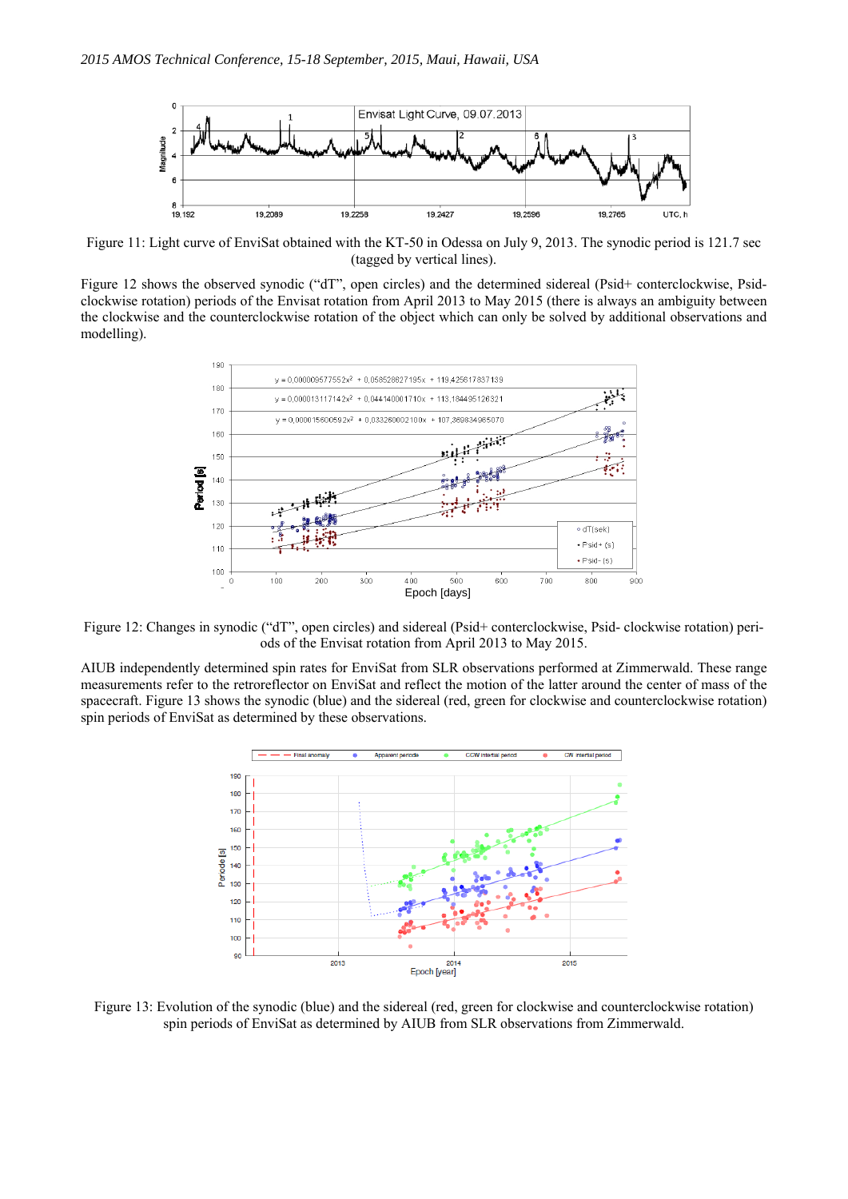Figure 11: Light curve of EnviSat obtained with the KT-50 in Odessa on July 9, 2013. The synodic period is 121.7 sec (tagged by vertical lines).

Figure 12 shows the observed synodic ("dT", open circles) and the determined sidereal (Psid+ conterclockwise, Psid- clockwise rotation) periods of the Envisat rotation from April 2013 to May 2015 (there is always an ambiguity between the clockwise and the counterclockwise rotation of the object which can only be solved by additional observations and modelling).

Figure 12: Changes in synodic ("dT", open circles) and sidereal (Psid+ conterclockwise, Psid- clockwise rotation) periods of the Envisat rotation from April 2013 to May 2015.

AIUB independently determined spin rates for EnviSat from SLR observations performed at Zimmerwald. These range measurements refer to the retroreflector on EnviSat and reflect the motion of the latter around the center of mass of the spacecraft. Figure 13 shows the synodic (blue) and the sidereal (red, green for clockwise and counterclockwise rotation) spin periods of EnviSat as determined by these observations.

Figure 13: Evolution of the synodic (blue) and the sidereal (red, green for clockwise and counterclockwise rotation) spin periods of EnviSat as determined by AIUB from SLR observations from Zimmerwald.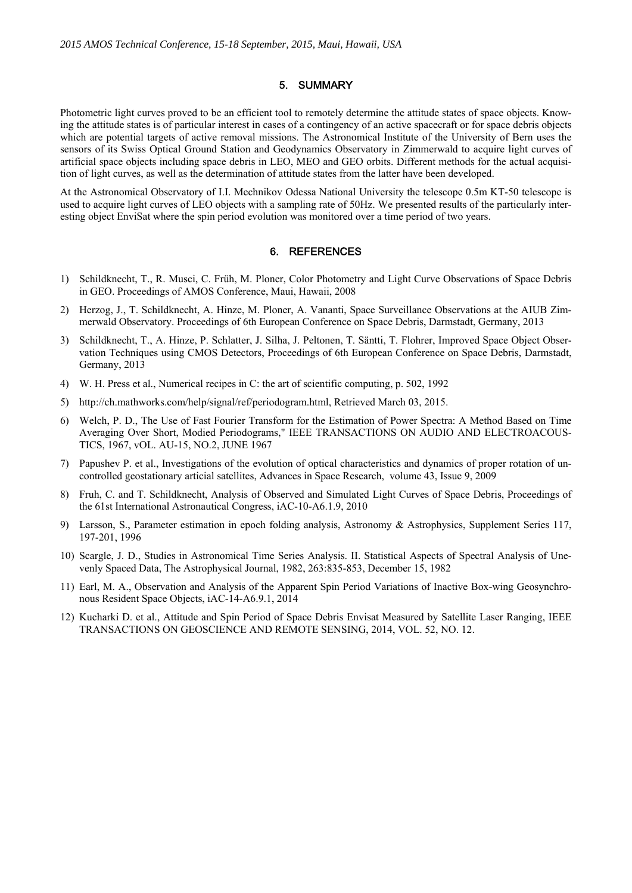## 5. SUMMARY

Photometric light curves proved to be an efficient tool to remotely determine the attitude states of space objects. Knowing the attitude states is of particular interest in cases of a contingency of an active spacecraft or for space debris objects which are potential targets of active removal missions. The Astronomical Institute of the University of Bern uses the sensors of its Swiss Optical Ground Station and Geodynamics Observatory in Zimmerwald to acquire light curves of artificial space objects including space debris in LEO, MEO and GEO orbits. Different methods for the actual acquisition of light curves, as well as the determination of attitude states from the latter have been developed.

At the Astronomical Observatory of I.I. Mechnikov Odessa National University the telescope 0.5m KT-50 telescope is used to acquire light curves of LEO objects with a sampling rate of 50Hz. We presented results of the particularly interesting object EnviSat where the spin period evolution was monitored over a time period of two years.

## 6. REFERENCES

1) Schildknecht, T., R. Musci, C. Früh, M. Ploner, Color Photometry and Light Curve Observations of Space Debris in GEO. Proceedings of AMOS Conference, Maui, Hawaii, 2008
2) Herzog, J., T. Schildknecht, A. Hinze, M. Ploner, A. Vananti, Space Surveillance Observations at the AIUB Zimmerwald Observatory. Proceedings of 6th European Conference on Space Debris, Darmstadt, Germany, 2013
3) Schildknecht, T., A. Hinze, P. Schlatter, J. Silha, J. Peltonen, T. Säntti, T. Flohrer, Improved Space Object Observation Techniques using CMOS Detectors, Proceedings of 6th European Conference on Space Debris, Darmstadt, Germany, 2013
4) W. H. Press et al., Numerical recipes in C: the art of scientific computing, p. 502, 1992
5) http://ch.mathworks.com/help/signal/ref/periodogram.html, Retrieved March 03, 2015.
6) Welch, P. D., The Use of Fast Fourier Transform for the Estimation of Power Spectra: A Method Based on Time Averaging Over Short, Modied Periodograms," IEEE TRANSACTIONS ON AUDIO AND ELECTROACOUSTICS, 1967, vOL. AU-15, NO.2, JUNE 1967
7) Papushev P. et al., Investigations of the evolution of optical characteristics and dynamics of proper rotation of uncontrolled geostationary articial satellites, Advances in Space Research, volume 43, Issue 9, 2009
8) Fruh, C. and T. Schildknecht, Analysis of Observed and Simulated Light Curves of Space Debris, Proceedings of the 61st International Astronautical Congress, iAC-10-A6.1.9, 2010
9) Larsson, S., Parameter estimation in epoch folding analysis, Astronomy & Astrophysics, Supplement Series 117, 197-201, 1996
10) Scargle, J. D., Studies in Astronomical Time Series Analysis. II. Statistical Aspects of Spectral Analysis of Unevenly Spaced Data, The Astrophysical Journal, 1982, 263:835-853, December 15, 1982
11) Earl, M. A., Observation and Analysis of the Apparent Spin Period Variations of Inactive Box-wing Geosynchronous Resident Space Objects, iAC-14-A6.9.1, 2014
12) Kucharki D. et al., Attitude and Spin Period of Space Debris Envisat Measured by Satellite Laser Ranging, IEEE TRANSACTIONS ON GEOSCIENCE AND REMOTE SENSING, 2014, VOL. 52, NO. 12.